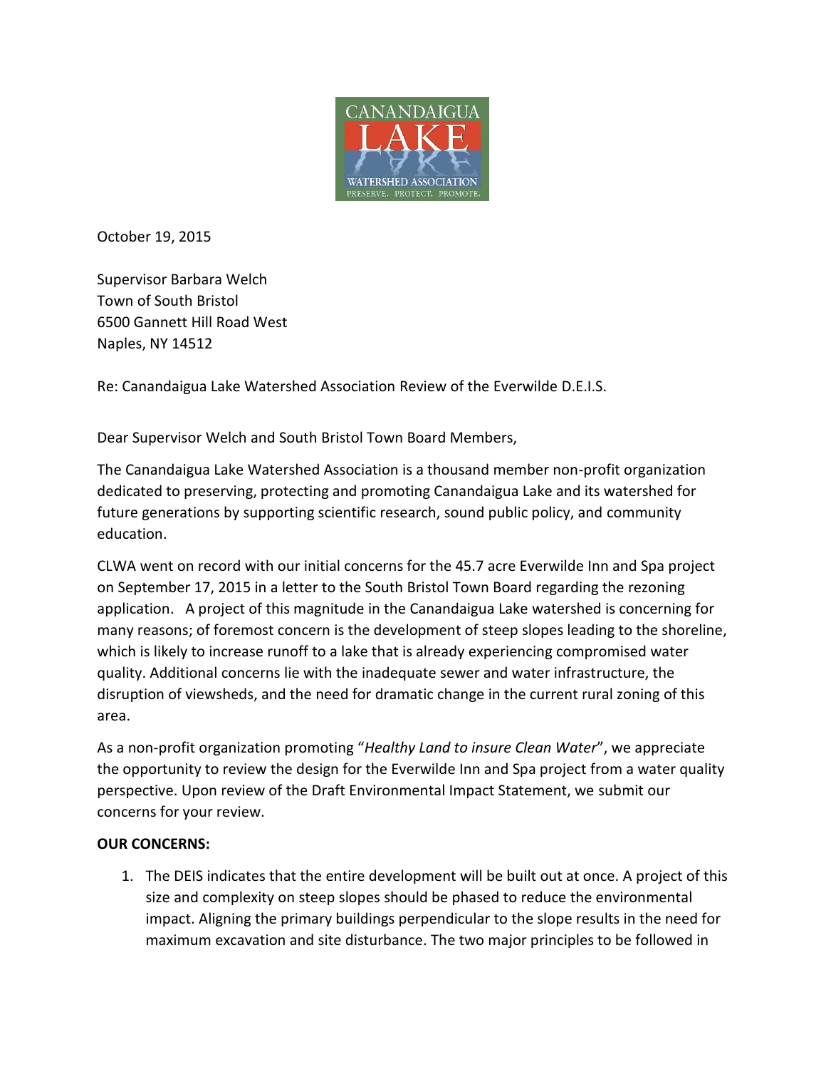October 19, 2015

Supervisor Barbara Welch
Town of South Bristol
6500 Gannett Hill Road West
Naples, NY 14512

Re: Canandaigua Lake Watershed Association Review of the Everwilde D.E.I.S.

Dear Supervisor Welch and South Bristol Town Board Members,

The Canandaigua Lake Watershed Association is a thousand member non-profit organization dedicated to preserving, protecting and promoting Canandaigua Lake and its watershed for future generations by supporting scientific research, sound public policy, and community education.

CLWA went on record with our initial concerns for the 45.7 acre Everwilde Inn and Spa project on September 17, 2015 in a letter to the South Bristol Town Board regarding the rezoning application. A project of this magnitude in the Canandaigua Lake watershed is concerning for many reasons; of foremost concern is the development of steep slopes leading to the shoreline, which is likely to increase runoff to a lake that is already experiencing compromised water quality. Additional concerns lie with the inadequate sewer and water infrastructure, the disruption of viewsheds, and the need for dramatic change in the current rural zoning of this area.

As a non-profit organization promoting "*Healthy Land to insure Clean Water*", we appreciate the opportunity to review the design for the Everwilde Inn and Spa project from a water quality perspective. Upon review of the Draft Environmental Impact Statement, we submit our concerns for your review.

**OUR CONCERNS:**

1. The DEIS indicates that the entire development will be built out at once. A project of this size and complexity on steep slopes should be phased to reduce the environmental impact. Aligning the primary buildings perpendicular to the slope results in the need for maximum excavation and site disturbance. The two major principles to be followed in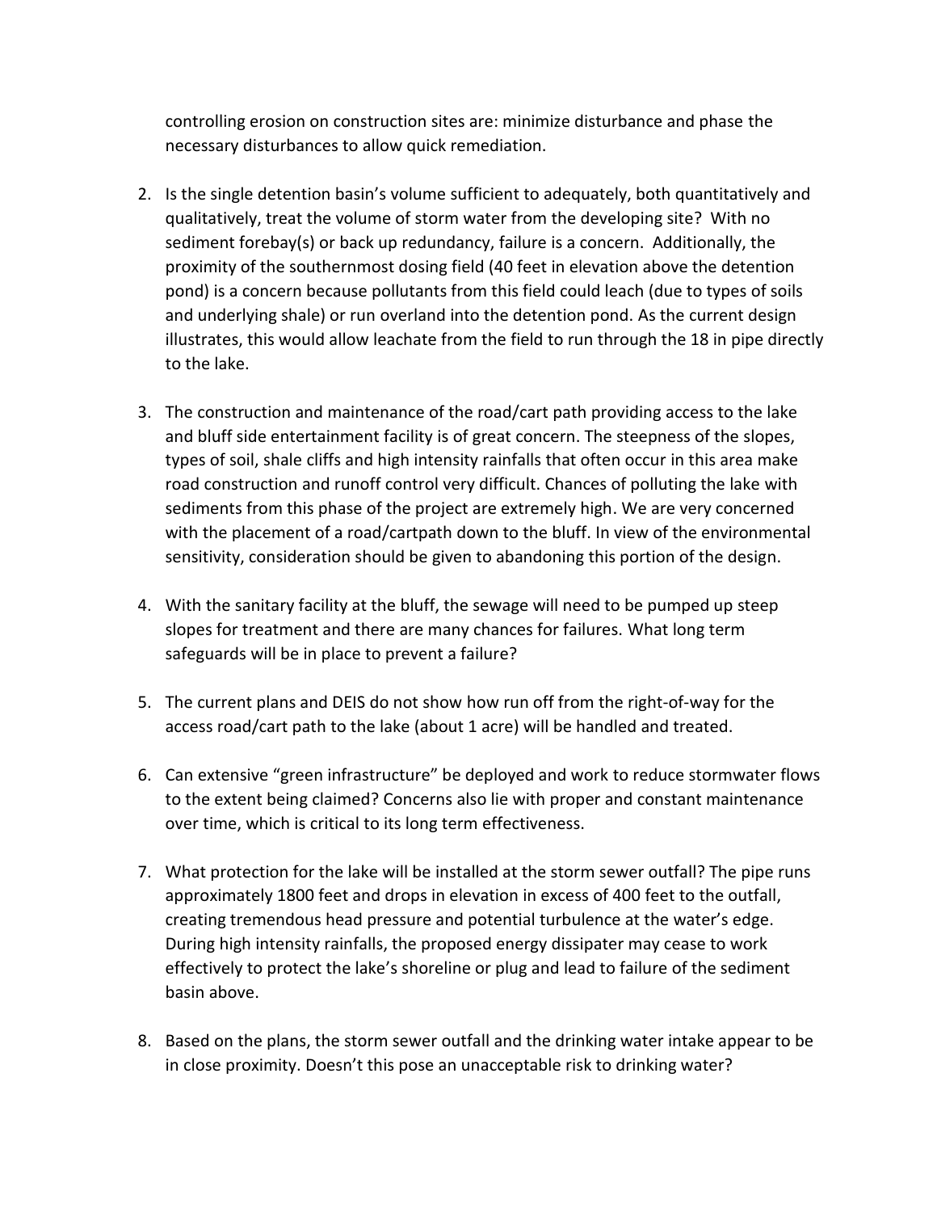controlling erosion on construction sites are: minimize disturbance and phase the necessary disturbances to allow quick remediation.

2. Is the single detention basin's volume sufficient to adequately, both quantitatively and qualitatively, treat the volume of storm water from the developing site? With no sediment forebay(s) or back up redundancy, failure is a concern. Additionally, the proximity of the southernmost dosing field (40 feet in elevation above the detention pond) is a concern because pollutants from this field could leach (due to types of soils and underlying shale) or run overland into the detention pond. As the current design illustrates, this would allow leachate from the field to run through the 18 in pipe directly to the lake.

3. The construction and maintenance of the road/cart path providing access to the lake and bluff side entertainment facility is of great concern. The steepness of the slopes, types of soil, shale cliffs and high intensity rainfalls that often occur in this area make road construction and runoff control very difficult. Chances of polluting the lake with sediments from this phase of the project are extremely high. We are very concerned with the placement of a road/cartpath down to the bluff. In view of the environmental sensitivity, consideration should be given to abandoning this portion of the design.

4. With the sanitary facility at the bluff, the sewage will need to be pumped up steep slopes for treatment and there are many chances for failures. What long term safeguards will be in place to prevent a failure?

5. The current plans and DEIS do not show how run off from the right-of-way for the access road/cart path to the lake (about 1 acre) will be handled and treated.

6. Can extensive "green infrastructure" be deployed and work to reduce stormwater flows to the extent being claimed? Concerns also lie with proper and constant maintenance over time, which is critical to its long term effectiveness.

7. What protection for the lake will be installed at the storm sewer outfall? The pipe runs approximately 1800 feet and drops in elevation in excess of 400 feet to the outfall, creating tremendous head pressure and potential turbulence at the water's edge. During high intensity rainfalls, the proposed energy dissipater may cease to work effectively to protect the lake's shoreline or plug and lead to failure of the sediment basin above.

8. Based on the plans, the storm sewer outfall and the drinking water intake appear to be in close proximity. Doesn't this pose an unacceptable risk to drinking water?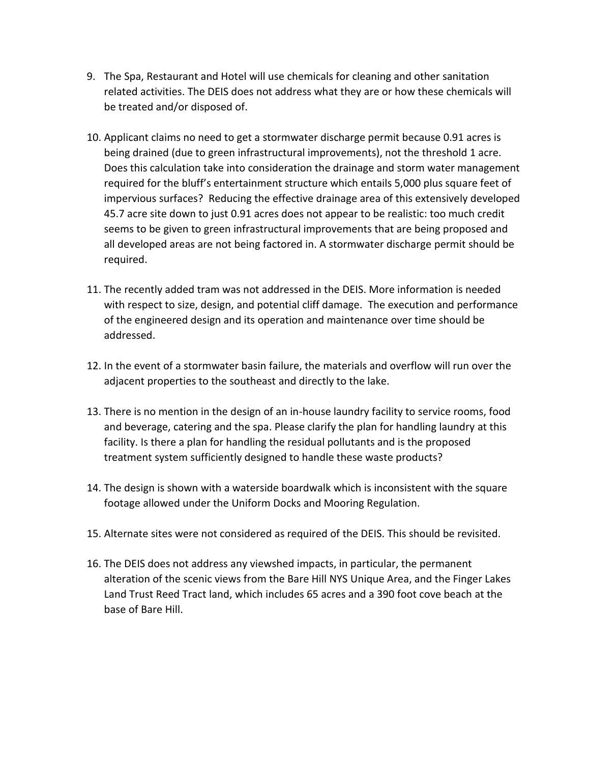9. The Spa, Restaurant and Hotel will use chemicals for cleaning and other sanitation related activities. The DEIS does not address what they are or how these chemicals will be treated and/or disposed of.

10. Applicant claims no need to get a stormwater discharge permit because 0.91 acres is being drained (due to green infrastructural improvements), not the threshold 1 acre. Does this calculation take into consideration the drainage and storm water management required for the bluff's entertainment structure which entails 5,000 plus square feet of impervious surfaces? Reducing the effective drainage area of this extensively developed 45.7 acre site down to just 0.91 acres does not appear to be realistic: too much credit seems to be given to green infrastructural improvements that are being proposed and all developed areas are not being factored in. A stormwater discharge permit should be required.

11. The recently added tram was not addressed in the DEIS. More information is needed with respect to size, design, and potential cliff damage. The execution and performance of the engineered design and its operation and maintenance over time should be addressed.

12. In the event of a stormwater basin failure, the materials and overflow will run over the adjacent properties to the southeast and directly to the lake.

13. There is no mention in the design of an in-house laundry facility to service rooms, food and beverage, catering and the spa. Please clarify the plan for handling laundry at this facility. Is there a plan for handling the residual pollutants and is the proposed treatment system sufficiently designed to handle these waste products?

14. The design is shown with a waterside boardwalk which is inconsistent with the square footage allowed under the Uniform Docks and Mooring Regulation.

15. Alternate sites were not considered as required of the DEIS. This should be revisited.

16. The DEIS does not address any viewshed impacts, in particular, the permanent alteration of the scenic views from the Bare Hill NYS Unique Area, and the Finger Lakes Land Trust Reed Tract land, which includes 65 acres and a 390 foot cove beach at the base of Bare Hill.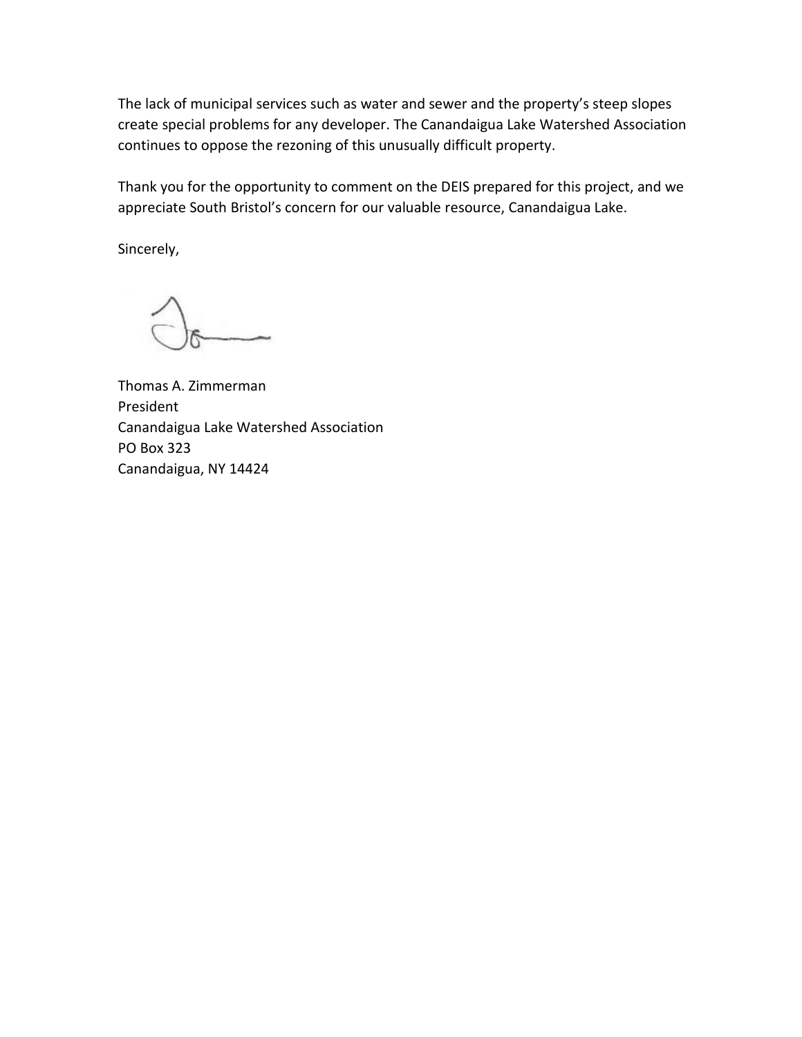The lack of municipal services such as water and sewer and the property's steep slopes create special problems for any developer. The Canandaigua Lake Watershed Association continues to oppose the rezoning of this unusually difficult property.

Thank you for the opportunity to comment on the DEIS prepared for this project, and we appreciate South Bristol's concern for our valuable resource, Canandaigua Lake.

Sincerely,

Thomas A. Zimmerman
President
Canandaigua Lake Watershed Association
PO Box 323
Canandaigua, NY 14424